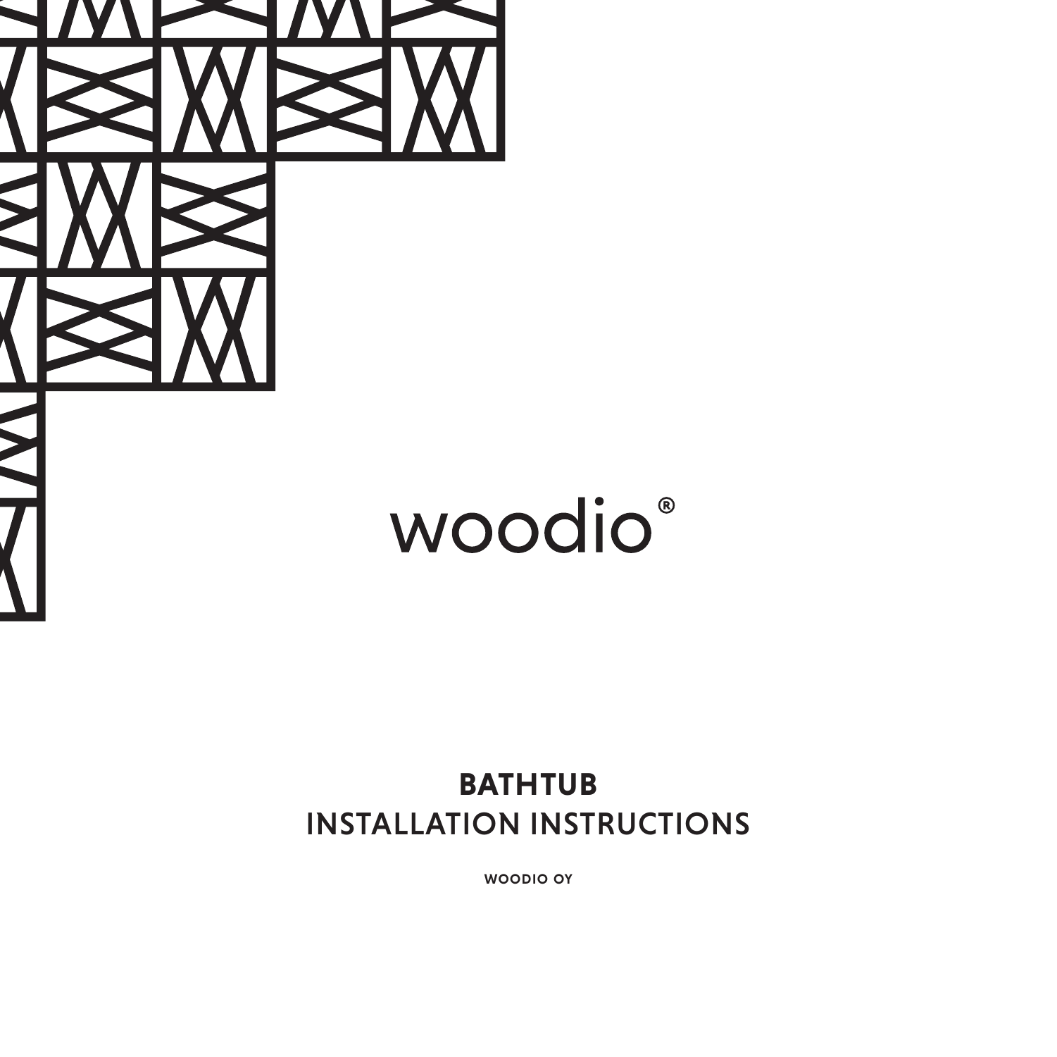woodio®

# BATHTUB

## INSTALLATION INSTRUCTIONS

**WOODIO OY**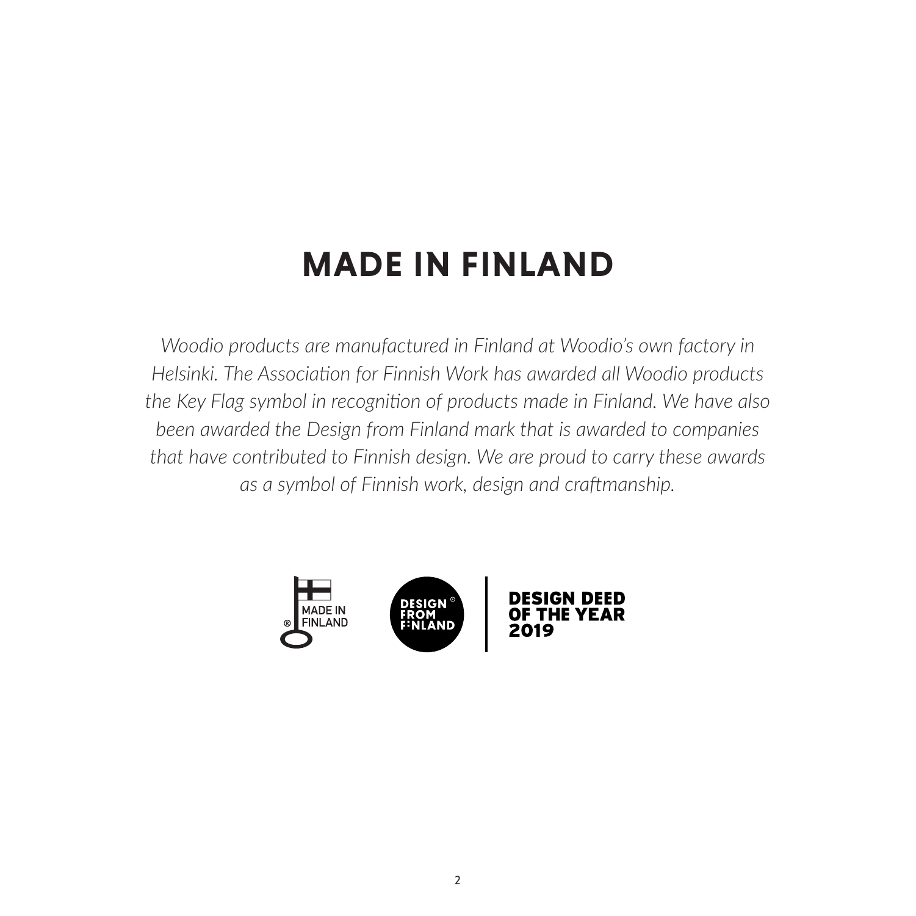# MADE IN FINLAND

*Woodio products are manufactured in Finland at Woodio's own factory in Helsinki. The Association for Finnish Work has awarded all Woodio products the Key Flag symbol in recognition of products made in Finland. We have also been awarded the Design from Finland mark that is awarded to companies that have contributed to Finnish design. We are proud to carry these awards as a symbol of Finnish work, design and craftmanship.*

MADE IN FINLAND

DESIGN FROM FINLAND

DESIGN DEED OF THE YEAR 2019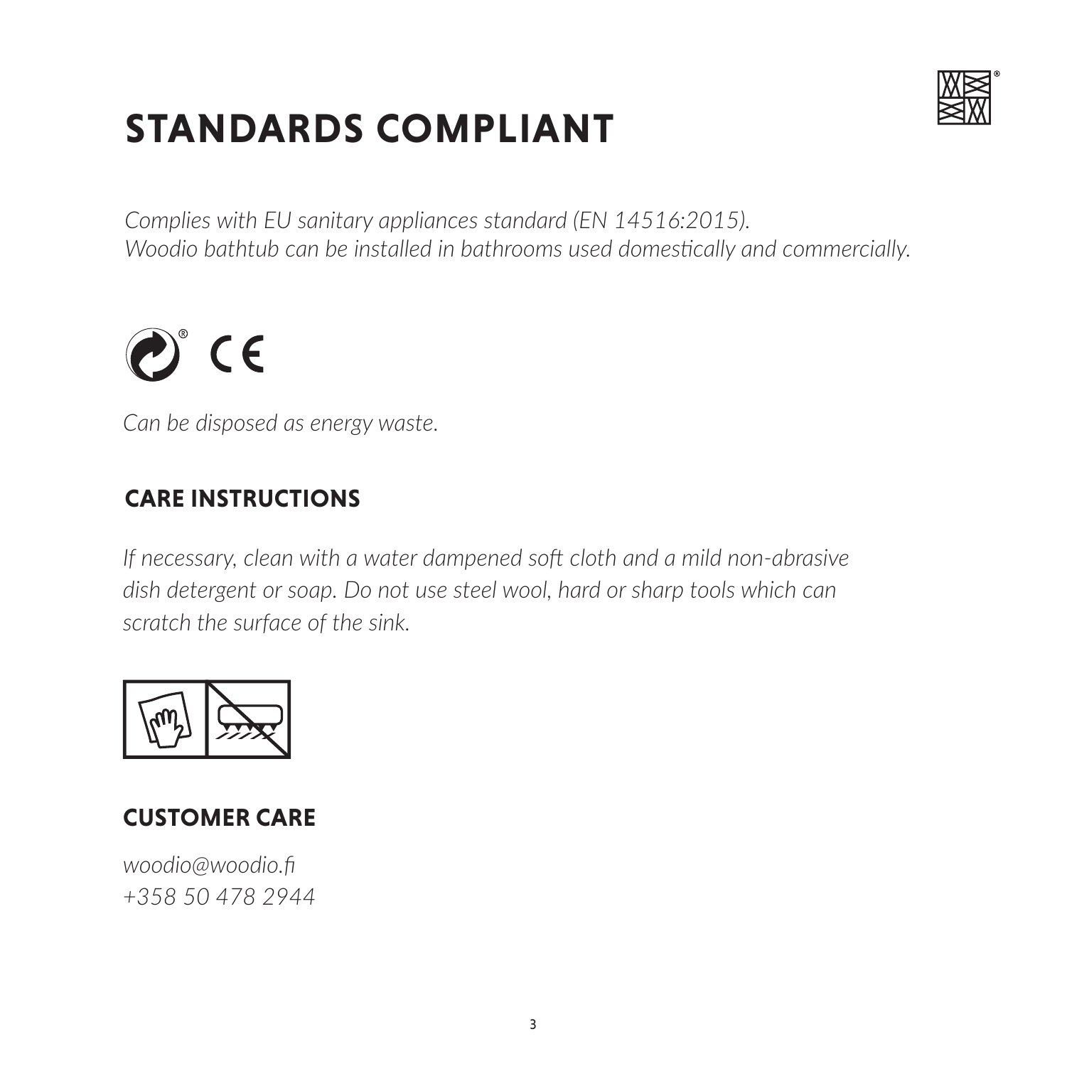# STANDARDS COMPLIANT

*Complies with EU sanitary appliances standard (EN 14516:2015).*
*Woodio bathtub can be installed in bathrooms used domestically and commercially.*

*Can be disposed as energy waste.*

## CARE INSTRUCTIONS

*If necessary, clean with a water dampened soft cloth and a mild non-abrasive dish detergent or soap. Do not use steel wool, hard or sharp tools which can scratch the surface of the sink.*

## CUSTOMER CARE

*woodio@woodio.fi*
*+358 50 478 2944*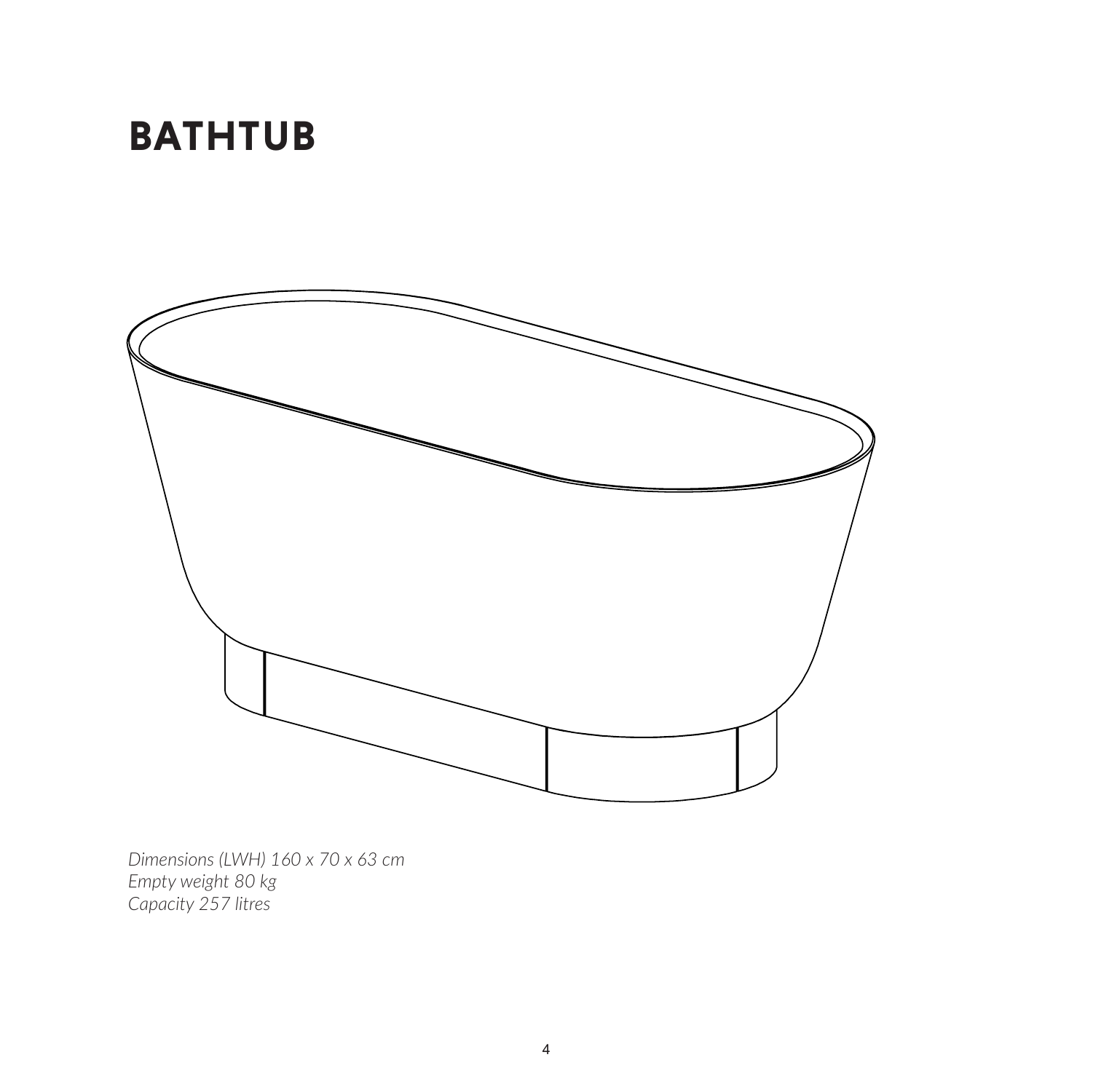# BATHTUB

*Dimensions (LWH) 160 x 70 x 63 cm*
*Empty weight 80 kg*
*Capacity 257 litres*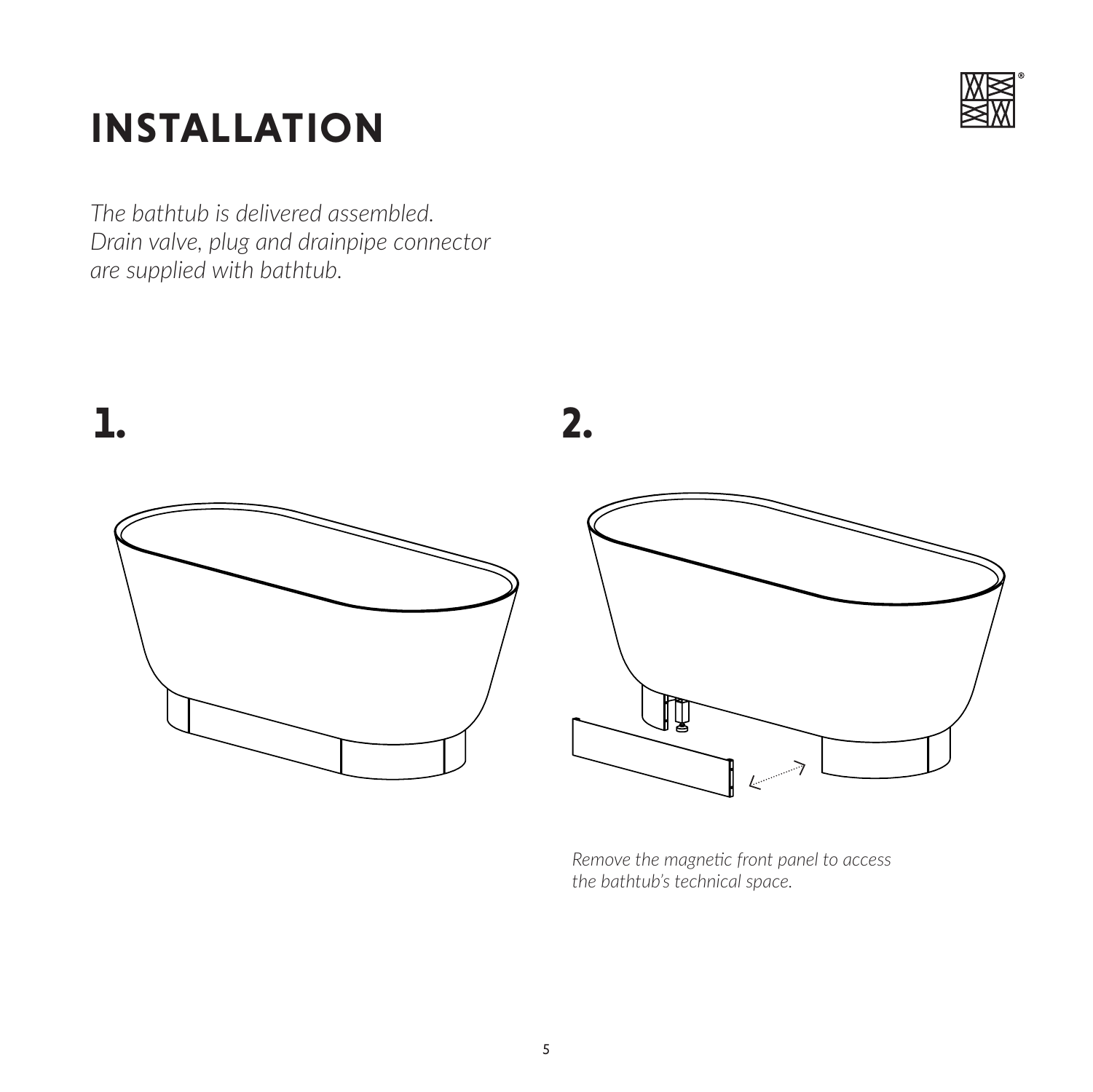# INSTALLATION

*The bathtub is delivered assembled.
Drain valve, plug and drainpipe connector are supplied with bathtub.*

**1.**

**2.**

*Remove the magnetic front panel to access the bathtub's technical space.*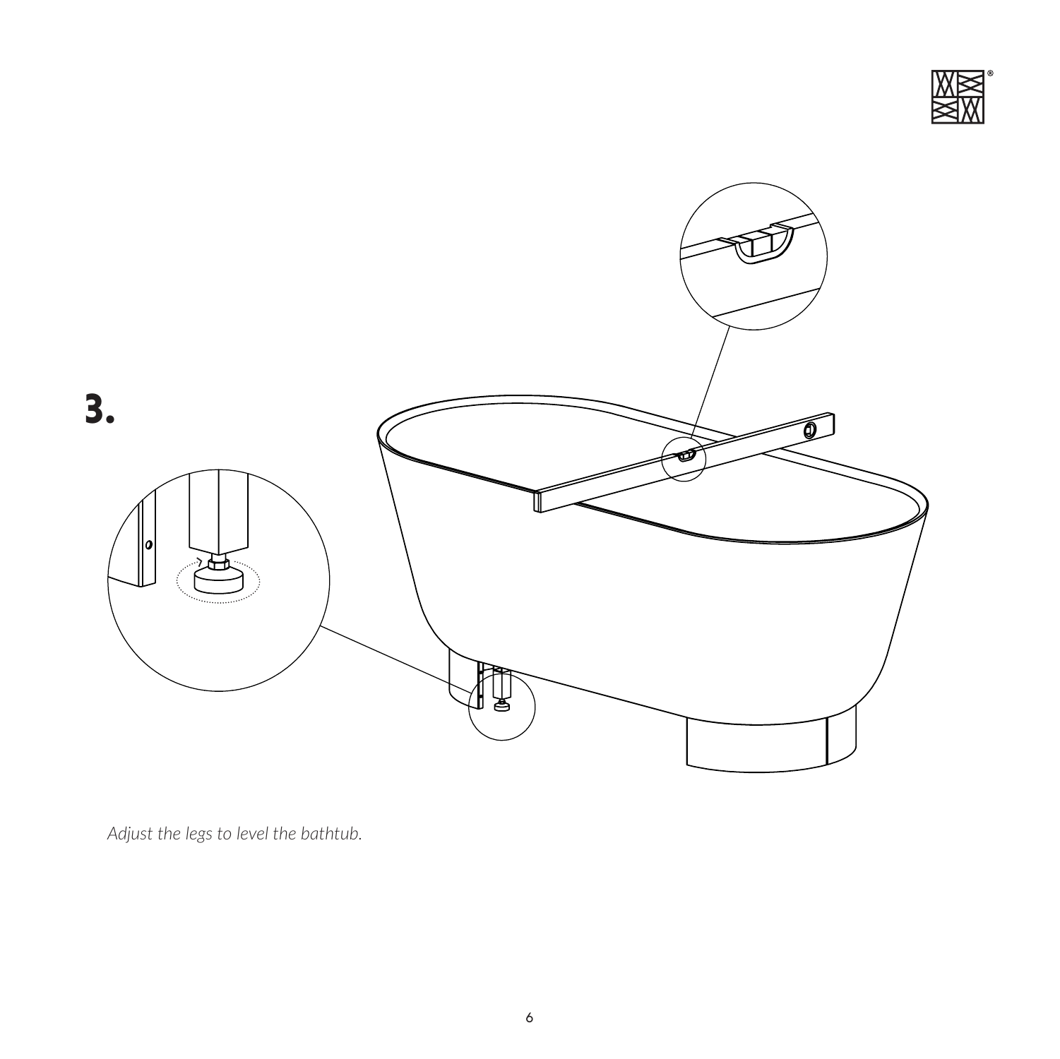# 3.

*Adjust the legs to level the bathtub.*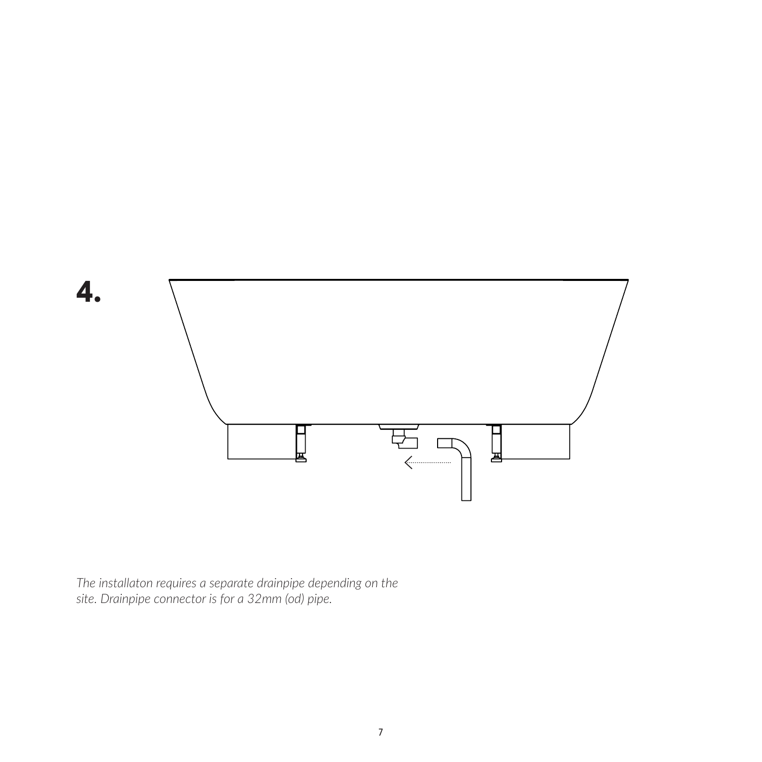**4.**

*The installaton requires a separate drainpipe depending on the site. Drainpipe connector is for a 32mm (od) pipe.*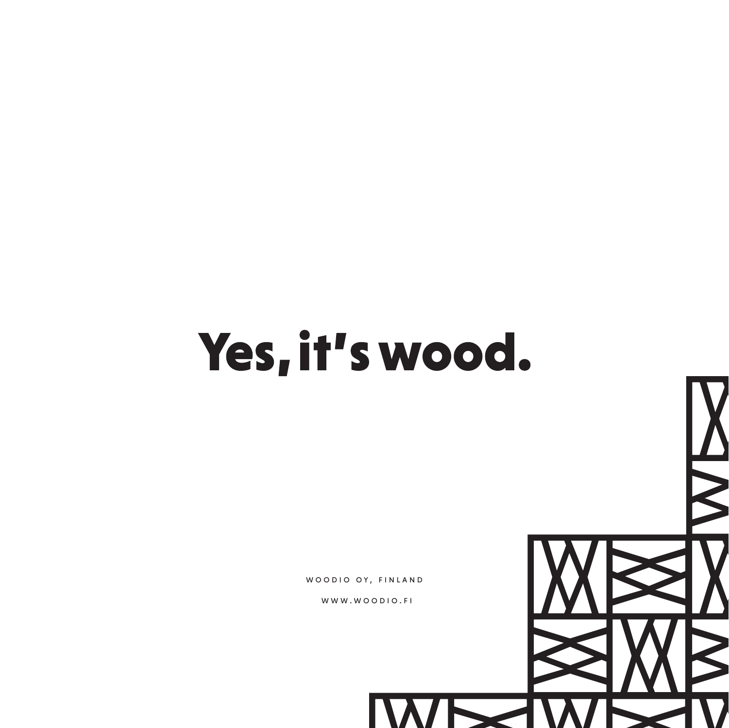# Yes, it's wood.

WOODIO OY, FINLAND

WWW.WOODIO.FI